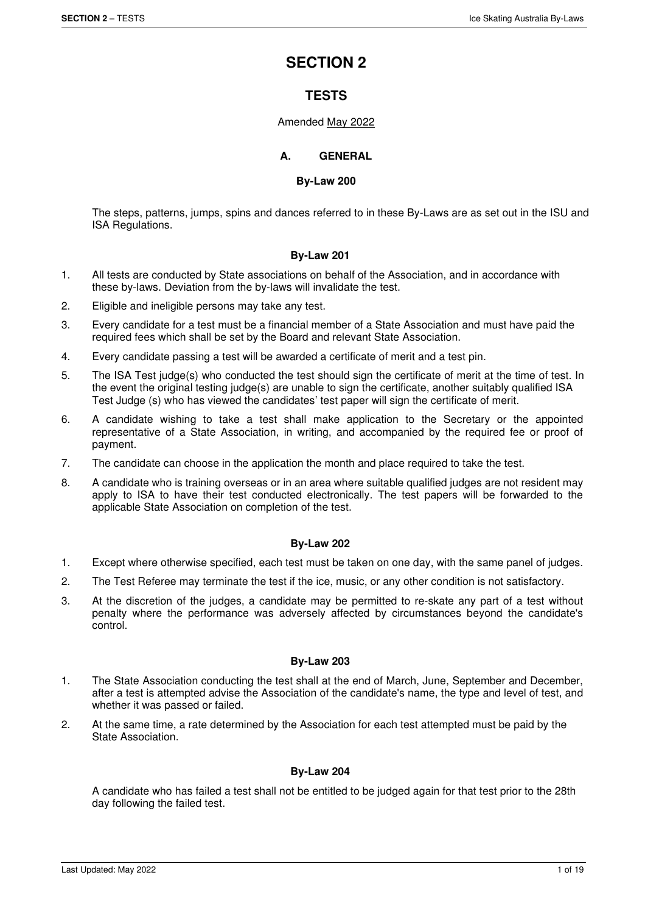# SECTION 2

## TESTS

Amended May 2022

### A. GENERAL

#### By-Law 200

The steps, patterns, jumps, spins and dances referred to in these By-Laws are as set out in the ISU and ISA Regulations.

#### By-Law 201

1. All tests are conducted by State associations on behalf of the Association, and in accordance with these by-laws. Deviation from the by-laws will invalidate the test.
2. Eligible and ineligible persons may take any test.
3. Every candidate for a test must be a financial member of a State Association and must have paid the required fees which shall be set by the Board and relevant State Association.
4. Every candidate passing a test will be awarded a certificate of merit and a test pin.
5. The ISA Test judge(s) who conducted the test should sign the certificate of merit at the time of test. In the event the original testing judge(s) are unable to sign the certificate, another suitably qualified ISA Test Judge (s) who has viewed the candidates' test paper will sign the certificate of merit.
6. A candidate wishing to take a test shall make application to the Secretary or the appointed representative of a State Association, in writing, and accompanied by the required fee or proof of payment.
7. The candidate can choose in the application the month and place required to take the test.
8. A candidate who is training overseas or in an area where suitable qualified judges are not resident may apply to ISA to have their test conducted electronically. The test papers will be forwarded to the applicable State Association on completion of the test.

#### By-Law 202

1. Except where otherwise specified, each test must be taken on one day, with the same panel of judges.
2. The Test Referee may terminate the test if the ice, music, or any other condition is not satisfactory.
3. At the discretion of the judges, a candidate may be permitted to re-skate any part of a test without penalty where the performance was adversely affected by circumstances beyond the candidate's control.

#### By-Law 203

1. The State Association conducting the test shall at the end of March, June, September and December, after a test is attempted advise the Association of the candidate's name, the type and level of test, and whether it was passed or failed.
2. At the same time, a rate determined by the Association for each test attempted must be paid by the State Association.

#### By-Law 204

A candidate who has failed a test shall not be entitled to be judged again for that test prior to the 28th day following the failed test.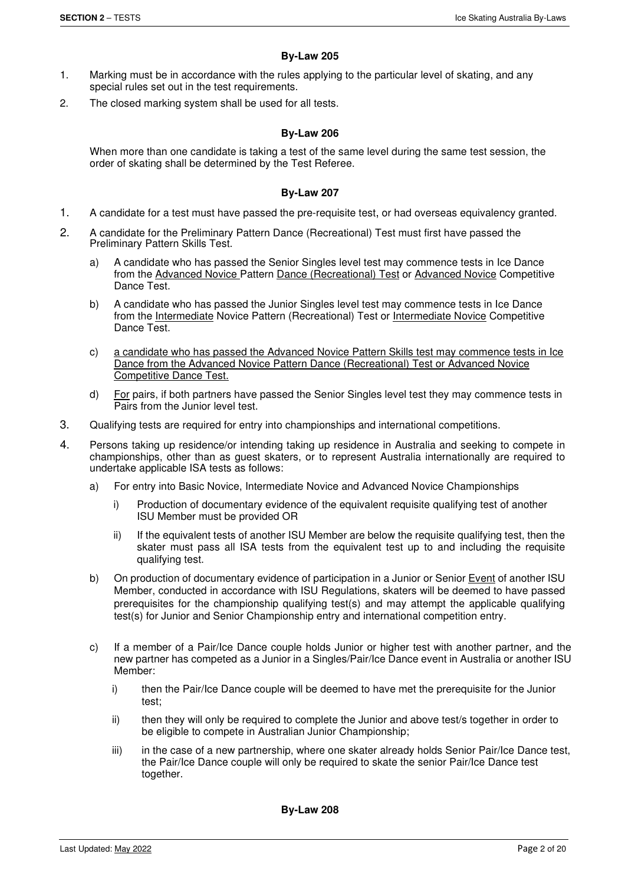### By-Law 205

1. Marking must be in accordance with the rules applying to the particular level of skating, and any special rules set out in the test requirements.
2. The closed marking system shall be used for all tests.

### By-Law 206

When more than one candidate is taking a test of the same level during the same test session, the order of skating shall be determined by the Test Referee.

### By-Law 207

1. A candidate for a test must have passed the pre-requisite test, or had overseas equivalency granted.
2. A candidate for the Preliminary Pattern Dance (Recreational) Test must first have passed the Preliminary Pattern Skills Test.
   a) A candidate who has passed the Senior Singles level test may commence tests in Ice Dance from the <u>Advanced Novice</u> Pattern <u>Dance (Recreational) Test</u> or <u>Advanced Novice</u> Competitive Dance Test.
   b) A candidate who has passed the Junior Singles level test may commence tests in Ice Dance from the <u>Intermediate</u> Novice Pattern (Recreational) Test or <u>Intermediate Novice</u> Competitive Dance Test.
   c) <u>a candidate who has passed the Advanced Novice Pattern Skills test may commence tests in Ice Dance from the Advanced Novice Pattern Dance (Recreational) Test or Advanced Novice Competitive Dance Test.</u>
   d) <u>For</u> pairs, if both partners have passed the Senior Singles level test they may commence tests in Pairs from the Junior level test.
3. Qualifying tests are required for entry into championships and international competitions.
4. Persons taking up residence/or intending taking up residence in Australia and seeking to compete in championships, other than as guest skaters, or to represent Australia internationally are required to undertake applicable ISA tests as follows:
   a) For entry into Basic Novice, Intermediate Novice and Advanced Novice Championships
      i) Production of documentary evidence of the equivalent requisite qualifying test of another ISU Member must be provided OR
      ii) If the equivalent tests of another ISU Member are below the requisite qualifying test, then the skater must pass all ISA tests from the equivalent test up to and including the requisite qualifying test.
   b) On production of documentary evidence of participation in a Junior or Senior <u>Event</u> of another ISU Member, conducted in accordance with ISU Regulations, skaters will be deemed to have passed prerequisites for the championship qualifying test(s) and may attempt the applicable qualifying test(s) for Junior and Senior Championship entry and international competition entry.
   c) If a member of a Pair/Ice Dance couple holds Junior or higher test with another partner, and the new partner has competed as a Junior in a Singles/Pair/Ice Dance event in Australia or another ISU Member:
      i) then the Pair/Ice Dance couple will be deemed to have met the prerequisite for the Junior test;
      ii) then they will only be required to complete the Junior and above test/s together in order to be eligible to compete in Australian Junior Championship;
      iii) in the case of a new partnership, where one skater already holds Senior Pair/Ice Dance test, the Pair/Ice Dance couple will only be required to skate the senior Pair/Ice Dance test together.

### By-Law 208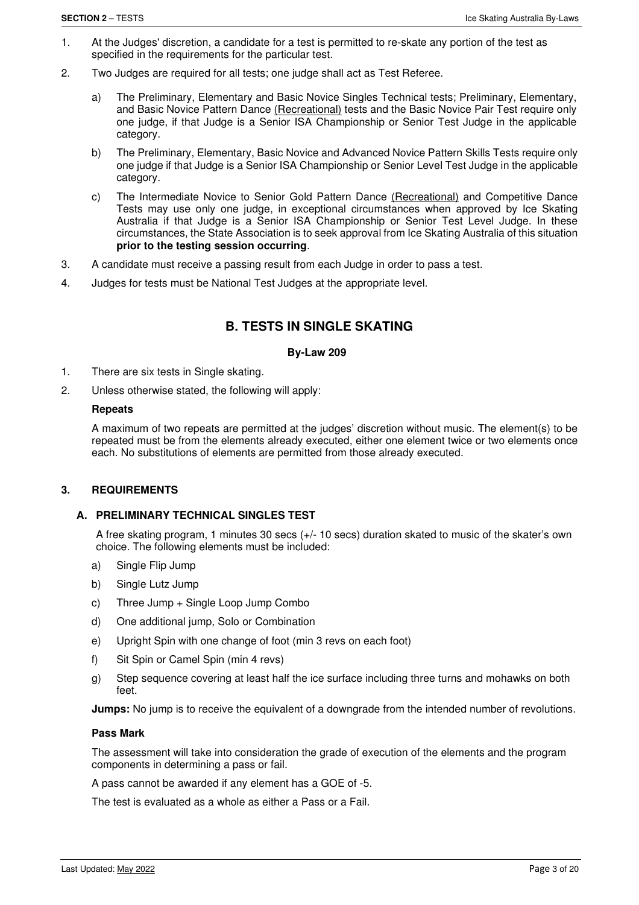1. At the Judges' discretion, a candidate for a test is permitted to re-skate any portion of the test as specified in the requirements for the particular test.

2. Two Judges are required for all tests; one judge shall act as Test Referee.

   a) The Preliminary, Elementary and Basic Novice Singles Technical tests; Preliminary, Elementary, and Basic Novice Pattern Dance (Recreational) tests and the Basic Novice Pair Test require only one judge, if that Judge is a Senior ISA Championship or Senior Test Judge in the applicable category.

   b) The Preliminary, Elementary, Basic Novice and Advanced Novice Pattern Skills Tests require only one judge if that Judge is a Senior ISA Championship or Senior Level Test Judge in the applicable category.

   c) The Intermediate Novice to Senior Gold Pattern Dance (Recreational) and Competitive Dance Tests may use only one judge, in exceptional circumstances when approved by Ice Skating Australia if that Judge is a Senior ISA Championship or Senior Test Level Judge. In these circumstances, the State Association is to seek approval from Ice Skating Australia of this situation **prior to the testing session occurring**.

3. A candidate must receive a passing result from each Judge in order to pass a test.

4. Judges for tests must be National Test Judges at the appropriate level.

## B. TESTS IN SINGLE SKATING

### By-Law 209

1. There are six tests in Single skating.

2. Unless otherwise stated, the following will apply:

   **Repeats**

   A maximum of two repeats are permitted at the judges' discretion without music. The element(s) to be repeated must be from the elements already executed, either one element twice or two elements once each. No substitutions of elements are permitted from those already executed.

### 3. REQUIREMENTS

#### A. PRELIMINARY TECHNICAL SINGLES TEST

A free skating program, 1 minutes 30 secs (+/- 10 secs) duration skated to music of the skater's own choice. The following elements must be included:

a) Single Flip Jump

b) Single Lutz Jump

c) Three Jump + Single Loop Jump Combo

d) One additional jump, Solo or Combination

e) Upright Spin with one change of foot (min 3 revs on each foot)

f) Sit Spin or Camel Spin (min 4 revs)

g) Step sequence covering at least half the ice surface including three turns and mohawks on both feet.

**Jumps:** No jump is to receive the equivalent of a downgrade from the intended number of revolutions.

**Pass Mark**

The assessment will take into consideration the grade of execution of the elements and the program components in determining a pass or fail.

A pass cannot be awarded if any element has a GOE of -5.

The test is evaluated as a whole as either a Pass or a Fail.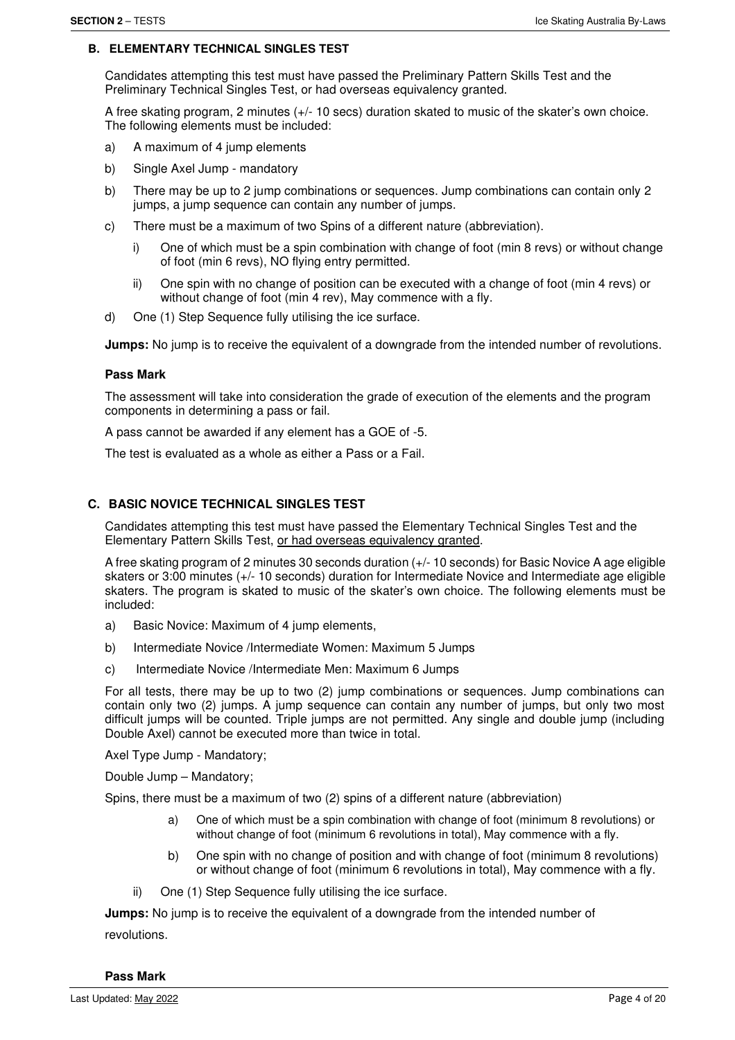### B. ELEMENTARY TECHNICAL SINGLES TEST

Candidates attempting this test must have passed the Preliminary Pattern Skills Test and the Preliminary Technical Singles Test, or had overseas equivalency granted.

A free skating program, 2 minutes (+/- 10 secs) duration skated to music of the skater's own choice. The following elements must be included:

a) A maximum of 4 jump elements

b) Single Axel Jump - mandatory

b) There may be up to 2 jump combinations or sequences. Jump combinations can contain only 2 jumps, a jump sequence can contain any number of jumps.

c) There must be a maximum of two Spins of a different nature (abbreviation).

   i) One of which must be a spin combination with change of foot (min 8 revs) or without change of foot (min 6 revs), NO flying entry permitted.

   ii) One spin with no change of position can be executed with a change of foot (min 4 revs) or without change of foot (min 4 rev), May commence with a fly.

d) One (1) Step Sequence fully utilising the ice surface.

**Jumps:** No jump is to receive the equivalent of a downgrade from the intended number of revolutions.

#### Pass Mark

The assessment will take into consideration the grade of execution of the elements and the program components in determining a pass or fail.

A pass cannot be awarded if any element has a GOE of -5.

The test is evaluated as a whole as either a Pass or a Fail.

### C. BASIC NOVICE TECHNICAL SINGLES TEST

Candidates attempting this test must have passed the Elementary Technical Singles Test and the Elementary Pattern Skills Test, <u>or had overseas equivalency granted</u>.

A free skating program of 2 minutes 30 seconds duration (+/- 10 seconds) for Basic Novice A age eligible skaters or 3:00 minutes (+/- 10 seconds) duration for Intermediate Novice and Intermediate age eligible skaters. The program is skated to music of the skater's own choice. The following elements must be included:

a) Basic Novice: Maximum of 4 jump elements,

b) Intermediate Novice /Intermediate Women: Maximum 5 Jumps

c) Intermediate Novice /Intermediate Men: Maximum 6 Jumps

For all tests, there may be up to two (2) jump combinations or sequences. Jump combinations can contain only two (2) jumps. A jump sequence can contain any number of jumps, but only two most difficult jumps will be counted. Triple jumps are not permitted. Any single and double jump (including Double Axel) cannot be executed more than twice in total.

Axel Type Jump - Mandatory;

Double Jump – Mandatory;

Spins, there must be a maximum of two (2) spins of a different nature (abbreviation)

   a) One of which must be a spin combination with change of foot (minimum 8 revolutions) or without change of foot (minimum 6 revolutions in total), May commence with a fly.

   b) One spin with no change of position and with change of foot (minimum 8 revolutions) or without change of foot (minimum 6 revolutions in total), May commence with a fly.

ii) One (1) Step Sequence fully utilising the ice surface.

**Jumps:** No jump is to receive the equivalent of a downgrade from the intended number of revolutions.

#### Pass Mark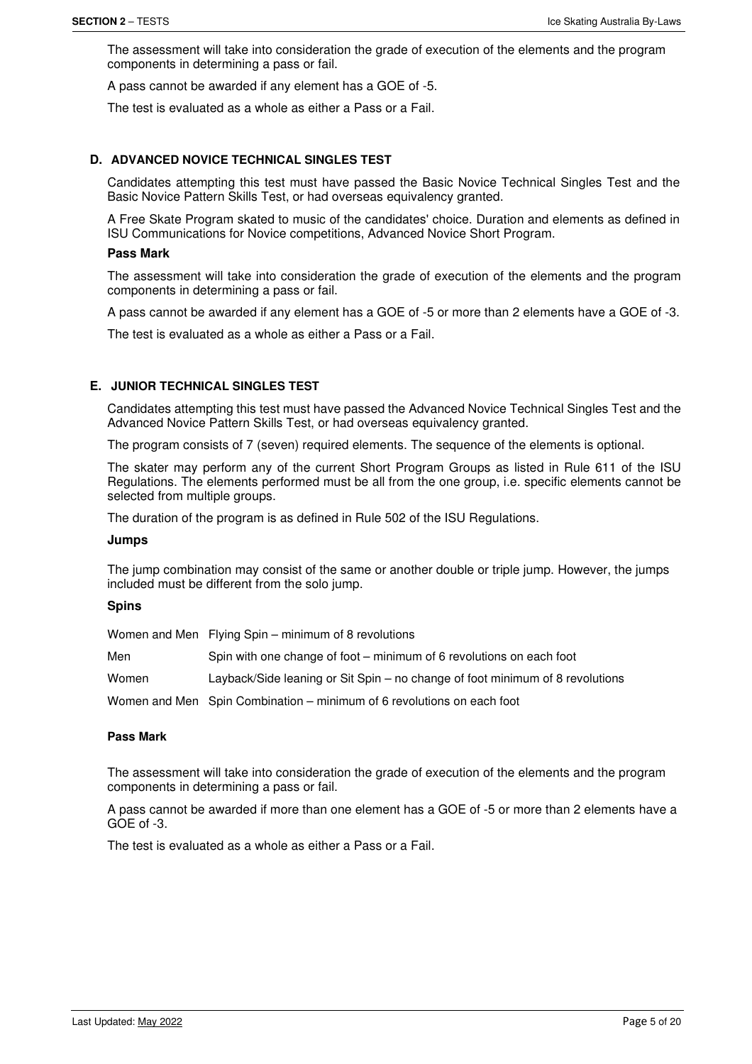The assessment will take into consideration the grade of execution of the elements and the program components in determining a pass or fail.

A pass cannot be awarded if any element has a GOE of -5.

The test is evaluated as a whole as either a Pass or a Fail.

### D. ADVANCED NOVICE TECHNICAL SINGLES TEST

Candidates attempting this test must have passed the Basic Novice Technical Singles Test and the Basic Novice Pattern Skills Test, or had overseas equivalency granted.

A Free Skate Program skated to music of the candidates' choice. Duration and elements as defined in ISU Communications for Novice competitions, Advanced Novice Short Program.

**Pass Mark**

The assessment will take into consideration the grade of execution of the elements and the program components in determining a pass or fail.

A pass cannot be awarded if any element has a GOE of -5 or more than 2 elements have a GOE of -3.

The test is evaluated as a whole as either a Pass or a Fail.

### E. JUNIOR TECHNICAL SINGLES TEST

Candidates attempting this test must have passed the Advanced Novice Technical Singles Test and the Advanced Novice Pattern Skills Test, or had overseas equivalency granted.

The program consists of 7 (seven) required elements. The sequence of the elements is optional.

The skater may perform any of the current Short Program Groups as listed in Rule 611 of the ISU Regulations. The elements performed must be all from the one group, i.e. specific elements cannot be selected from multiple groups.

The duration of the program is as defined in Rule 502 of the ISU Regulations.

**Jumps**

The jump combination may consist of the same or another double or triple jump. However, the jumps included must be different from the solo jump.

**Spins**

| | |
|---|---|
| Women and Men | Flying Spin – minimum of 8 revolutions |
| Men | Spin with one change of foot – minimum of 6 revolutions on each foot |
| Women | Layback/Side leaning or Sit Spin – no change of foot minimum of 8 revolutions |
| Women and Men | Spin Combination – minimum of 6 revolutions on each foot |

**Pass Mark**

The assessment will take into consideration the grade of execution of the elements and the program components in determining a pass or fail.

A pass cannot be awarded if more than one element has a GOE of -5 or more than 2 elements have a GOE of -3.

The test is evaluated as a whole as either a Pass or a Fail.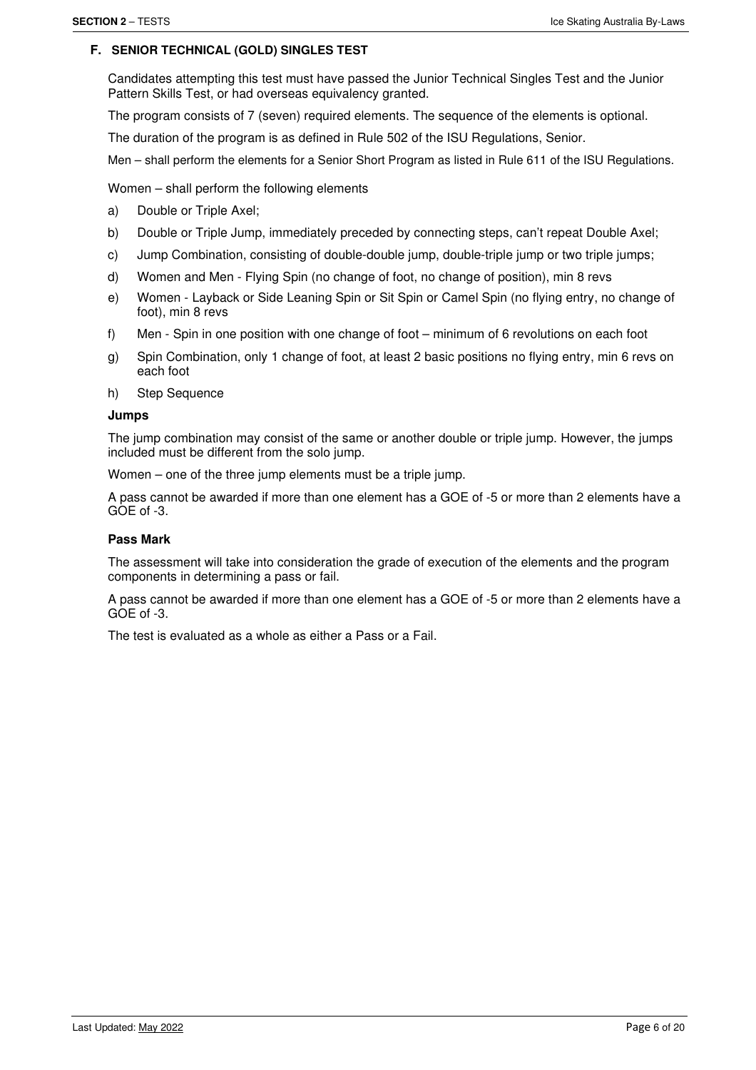## F. SENIOR TECHNICAL (GOLD) SINGLES TEST

Candidates attempting this test must have passed the Junior Technical Singles Test and the Junior Pattern Skills Test, or had overseas equivalency granted.

The program consists of 7 (seven) required elements. The sequence of the elements is optional.

The duration of the program is as defined in Rule 502 of the ISU Regulations, Senior.

Men – shall perform the elements for a Senior Short Program as listed in Rule 611 of the ISU Regulations.

Women – shall perform the following elements

a) Double or Triple Axel;

b) Double or Triple Jump, immediately preceded by connecting steps, can't repeat Double Axel;

c) Jump Combination, consisting of double-double jump, double-triple jump or two triple jumps;

d) Women and Men - Flying Spin (no change of foot, no change of position), min 8 revs

e) Women - Layback or Side Leaning Spin or Sit Spin or Camel Spin (no flying entry, no change of foot), min 8 revs

f) Men - Spin in one position with one change of foot – minimum of 6 revolutions on each foot

g) Spin Combination, only 1 change of foot, at least 2 basic positions no flying entry, min 6 revs on each foot

h) Step Sequence

### Jumps

The jump combination may consist of the same or another double or triple jump. However, the jumps included must be different from the solo jump.

Women – one of the three jump elements must be a triple jump.

A pass cannot be awarded if more than one element has a GOE of -5 or more than 2 elements have a GOE of -3.

### Pass Mark

The assessment will take into consideration the grade of execution of the elements and the program components in determining a pass or fail.

A pass cannot be awarded if more than one element has a GOE of -5 or more than 2 elements have a GOE of -3.

The test is evaluated as a whole as either a Pass or a Fail.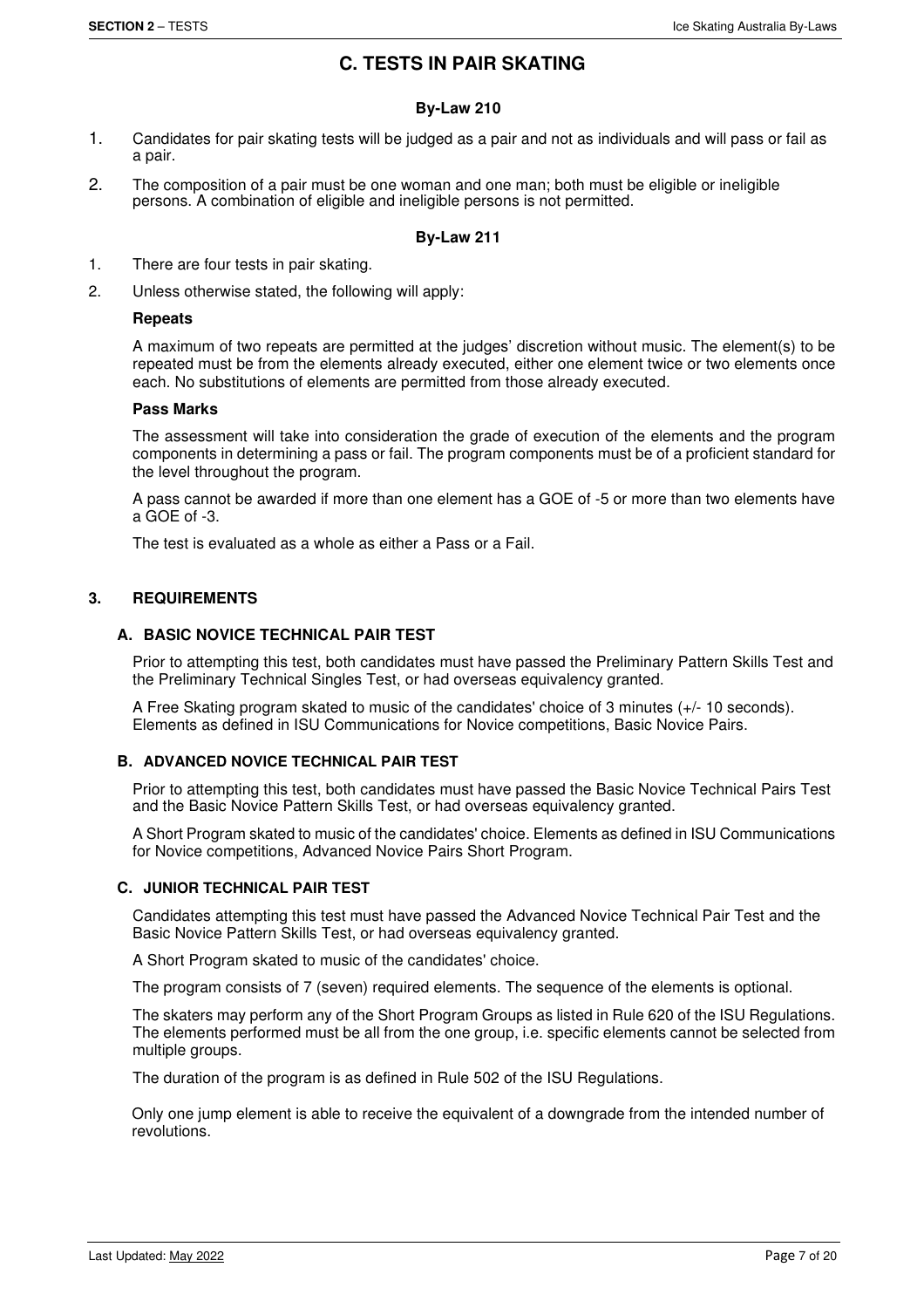# C. TESTS IN PAIR SKATING

### By-Law 210

1. Candidates for pair skating tests will be judged as a pair and not as individuals and will pass or fail as a pair.
2. The composition of a pair must be one woman and one man; both must be eligible or ineligible persons. A combination of eligible and ineligible persons is not permitted.

### By-Law 211

1. There are four tests in pair skating.
2. Unless otherwise stated, the following will apply:

   **Repeats**

   A maximum of two repeats are permitted at the judges' discretion without music. The element(s) to be repeated must be from the elements already executed, either one element twice or two elements once each. No substitutions of elements are permitted from those already executed.

   **Pass Marks**

   The assessment will take into consideration the grade of execution of the elements and the program components in determining a pass or fail. The program components must be of a proficient standard for the level throughout the program.

   A pass cannot be awarded if more than one element has a GOE of -5 or more than two elements have a GOE of -3.

   The test is evaluated as a whole as either a Pass or a Fail.

### 3. REQUIREMENTS

#### A. BASIC NOVICE TECHNICAL PAIR TEST

Prior to attempting this test, both candidates must have passed the Preliminary Pattern Skills Test and the Preliminary Technical Singles Test, or had overseas equivalency granted.

A Free Skating program skated to music of the candidates' choice of 3 minutes (+/- 10 seconds). Elements as defined in ISU Communications for Novice competitions, Basic Novice Pairs.

#### B. ADVANCED NOVICE TECHNICAL PAIR TEST

Prior to attempting this test, both candidates must have passed the Basic Novice Technical Pairs Test and the Basic Novice Pattern Skills Test, or had overseas equivalency granted.

A Short Program skated to music of the candidates' choice. Elements as defined in ISU Communications for Novice competitions, Advanced Novice Pairs Short Program.

#### C. JUNIOR TECHNICAL PAIR TEST

Candidates attempting this test must have passed the Advanced Novice Technical Pair Test and the Basic Novice Pattern Skills Test, or had overseas equivalency granted.

A Short Program skated to music of the candidates' choice.

The program consists of 7 (seven) required elements. The sequence of the elements is optional.

The skaters may perform any of the Short Program Groups as listed in Rule 620 of the ISU Regulations. The elements performed must be all from the one group, i.e. specific elements cannot be selected from multiple groups.

The duration of the program is as defined in Rule 502 of the ISU Regulations.

Only one jump element is able to receive the equivalent of a downgrade from the intended number of revolutions.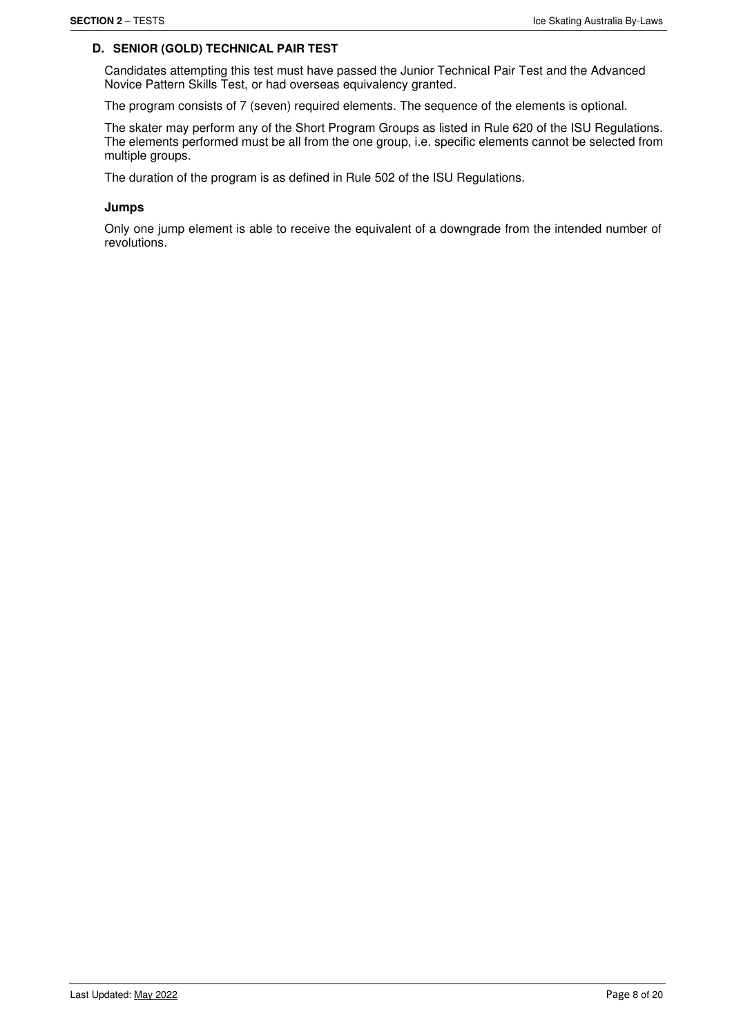## D. SENIOR (GOLD) TECHNICAL PAIR TEST

Candidates attempting this test must have passed the Junior Technical Pair Test and the Advanced Novice Pattern Skills Test, or had overseas equivalency granted.

The program consists of 7 (seven) required elements. The sequence of the elements is optional.

The skater may perform any of the Short Program Groups as listed in Rule 620 of the ISU Regulations. The elements performed must be all from the one group, i.e. specific elements cannot be selected from multiple groups.

The duration of the program is as defined in Rule 502 of the ISU Regulations.

### Jumps

Only one jump element is able to receive the equivalent of a downgrade from the intended number of revolutions.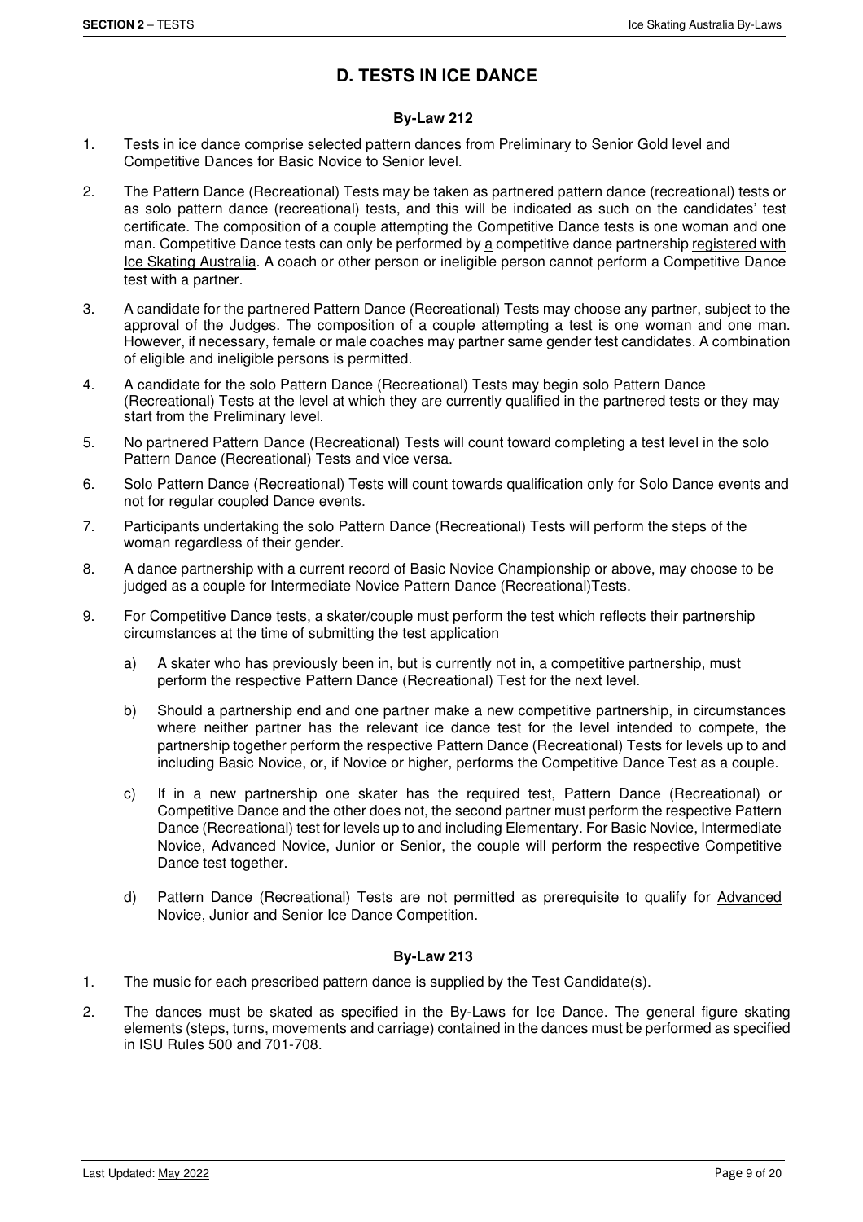## D. TESTS IN ICE DANCE

### By-Law 212

1. Tests in ice dance comprise selected pattern dances from Preliminary to Senior Gold level and Competitive Dances for Basic Novice to Senior level.

2. The Pattern Dance (Recreational) Tests may be taken as partnered pattern dance (recreational) tests or as solo pattern dance (recreational) tests, and this will be indicated as such on the candidates' test certificate. The composition of a couple attempting the Competitive Dance tests is one woman and one man. Competitive Dance tests can only be performed by <u>a</u> competitive dance partnership <u>registered with Ice Skating Australia</u>. A coach or other person or ineligible person cannot perform a Competitive Dance test with a partner.

3. A candidate for the partnered Pattern Dance (Recreational) Tests may choose any partner, subject to the approval of the Judges. The composition of a couple attempting a test is one woman and one man. However, if necessary, female or male coaches may partner same gender test candidates. A combination of eligible and ineligible persons is permitted.

4. A candidate for the solo Pattern Dance (Recreational) Tests may begin solo Pattern Dance (Recreational) Tests at the level at which they are currently qualified in the partnered tests or they may start from the Preliminary level.

5. No partnered Pattern Dance (Recreational) Tests will count toward completing a test level in the solo Pattern Dance (Recreational) Tests and vice versa.

6. Solo Pattern Dance (Recreational) Tests will count towards qualification only for Solo Dance events and not for regular coupled Dance events.

7. Participants undertaking the solo Pattern Dance (Recreational) Tests will perform the steps of the woman regardless of their gender.

8. A dance partnership with a current record of Basic Novice Championship or above, may choose to be judged as a couple for Intermediate Novice Pattern Dance (Recreational)Tests.

9. For Competitive Dance tests, a skater/couple must perform the test which reflects their partnership circumstances at the time of submitting the test application

   a) A skater who has previously been in, but is currently not in, a competitive partnership, must perform the respective Pattern Dance (Recreational) Test for the next level.

   b) Should a partnership end and one partner make a new competitive partnership, in circumstances where neither partner has the relevant ice dance test for the level intended to compete, the partnership together perform the respective Pattern Dance (Recreational) Tests for levels up to and including Basic Novice, or, if Novice or higher, performs the Competitive Dance Test as a couple.

   c) If in a new partnership one skater has the required test, Pattern Dance (Recreational) or Competitive Dance and the other does not, the second partner must perform the respective Pattern Dance (Recreational) test for levels up to and including Elementary. For Basic Novice, Intermediate Novice, Advanced Novice, Junior or Senior, the couple will perform the respective Competitive Dance test together.

   d) Pattern Dance (Recreational) Tests are not permitted as prerequisite to qualify for <u>Advanced</u> Novice, Junior and Senior Ice Dance Competition.

### By-Law 213

1. The music for each prescribed pattern dance is supplied by the Test Candidate(s).

2. The dances must be skated as specified in the By-Laws for Ice Dance. The general figure skating elements (steps, turns, movements and carriage) contained in the dances must be performed as specified in ISU Rules 500 and 701-708.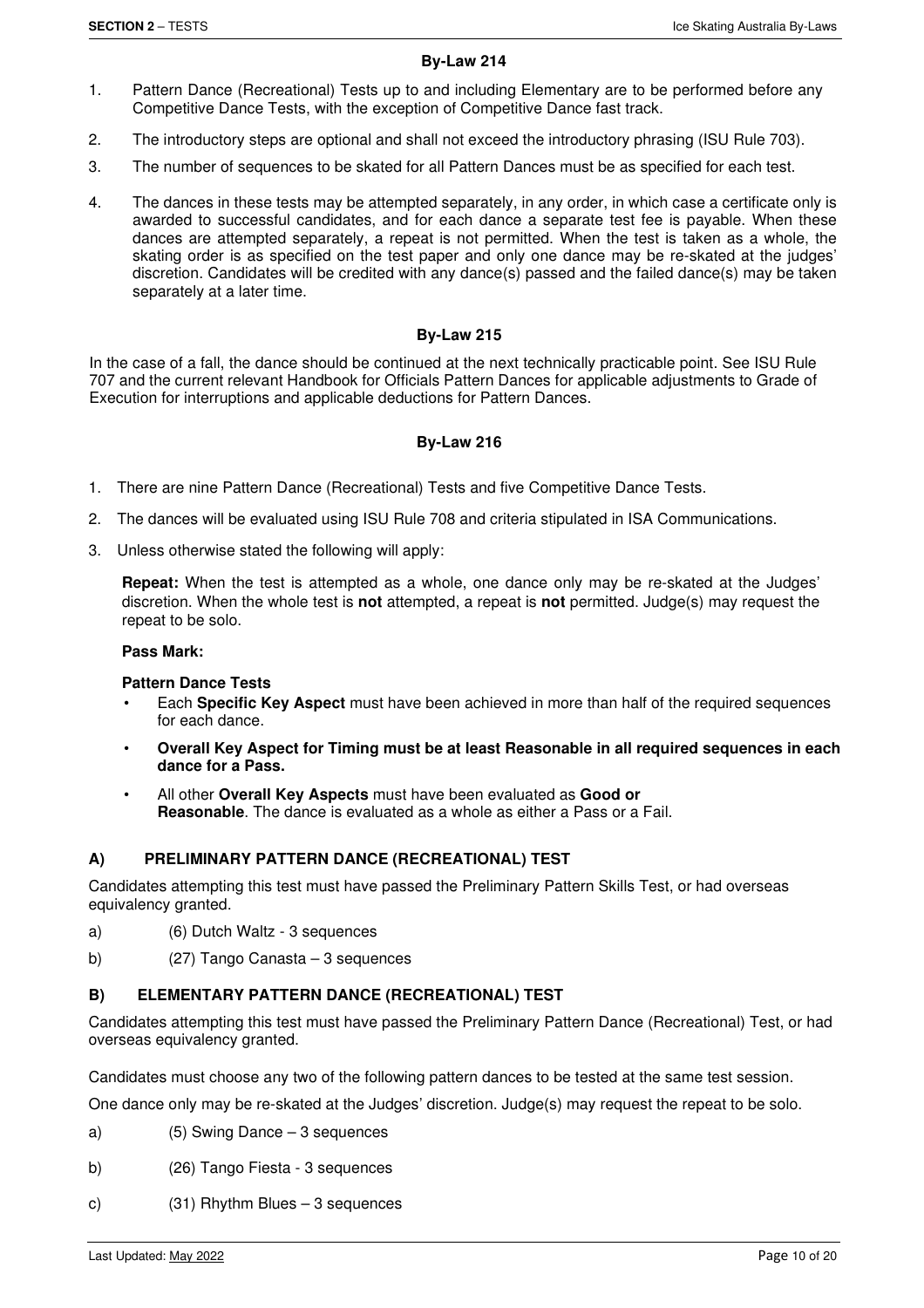### By-Law 214

1. Pattern Dance (Recreational) Tests up to and including Elementary are to be performed before any Competitive Dance Tests, with the exception of Competitive Dance fast track.
2. The introductory steps are optional and shall not exceed the introductory phrasing (ISU Rule 703).
3. The number of sequences to be skated for all Pattern Dances must be as specified for each test.
4. The dances in these tests may be attempted separately, in any order, in which case a certificate only is awarded to successful candidates, and for each dance a separate test fee is payable. When these dances are attempted separately, a repeat is not permitted. When the test is taken as a whole, the skating order is as specified on the test paper and only one dance may be re-skated at the judges' discretion. Candidates will be credited with any dance(s) passed and the failed dance(s) may be taken separately at a later time.

### By-Law 215

In the case of a fall, the dance should be continued at the next technically practicable point. See ISU Rule 707 and the current relevant Handbook for Officials Pattern Dances for applicable adjustments to Grade of Execution for interruptions and applicable deductions for Pattern Dances.

### By-Law 216

1. There are nine Pattern Dance (Recreational) Tests and five Competitive Dance Tests.
2. The dances will be evaluated using ISU Rule 708 and criteria stipulated in ISA Communications.
3. Unless otherwise stated the following will apply:

   **Repeat:** When the test is attempted as a whole, one dance only may be re-skated at the Judges' discretion. When the whole test is **not** attempted, a repeat is **not** permitted. Judge(s) may request the repeat to be solo.

   **Pass Mark:**

   **Pattern Dance Tests**

   - Each **Specific Key Aspect** must have been achieved in more than half of the required sequences for each dance.
   - **Overall Key Aspect for Timing must be at least Reasonable in all required sequences in each dance for a Pass.**
   - All other **Overall Key Aspects** must have been evaluated as **Good or Reasonable**. The dance is evaluated as a whole as either a Pass or a Fail.

#### A) PRELIMINARY PATTERN DANCE (RECREATIONAL) TEST

Candidates attempting this test must have passed the Preliminary Pattern Skills Test, or had overseas equivalency granted.

a) (6) Dutch Waltz - 3 sequences

b) (27) Tango Canasta – 3 sequences

#### B) ELEMENTARY PATTERN DANCE (RECREATIONAL) TEST

Candidates attempting this test must have passed the Preliminary Pattern Dance (Recreational) Test, or had overseas equivalency granted.

Candidates must choose any two of the following pattern dances to be tested at the same test session.

One dance only may be re-skated at the Judges' discretion. Judge(s) may request the repeat to be solo.

a) (5) Swing Dance – 3 sequences

b) (26) Tango Fiesta - 3 sequences

c) (31) Rhythm Blues – 3 sequences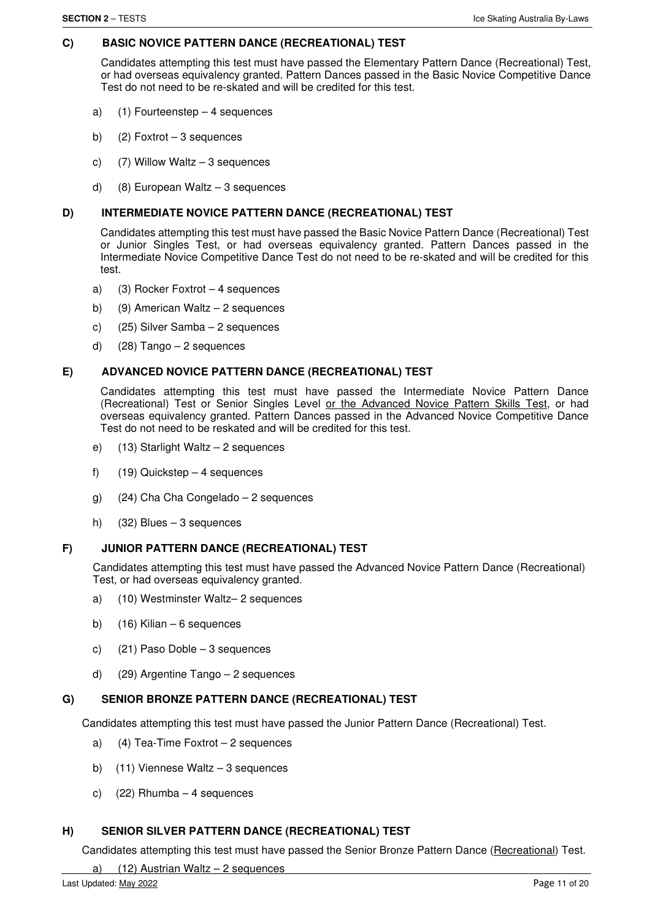### C) BASIC NOVICE PATTERN DANCE (RECREATIONAL) TEST

Candidates attempting this test must have passed the Elementary Pattern Dance (Recreational) Test, or had overseas equivalency granted. Pattern Dances passed in the Basic Novice Competitive Dance Test do not need to be re-skated and will be credited for this test.

a) (1) Fourteenstep – 4 sequences

b) (2) Foxtrot – 3 sequences

c) (7) Willow Waltz – 3 sequences

d) (8) European Waltz – 3 sequences

### D) INTERMEDIATE NOVICE PATTERN DANCE (RECREATIONAL) TEST

Candidates attempting this test must have passed the Basic Novice Pattern Dance (Recreational) Test or Junior Singles Test, or had overseas equivalency granted. Pattern Dances passed in the Intermediate Novice Competitive Dance Test do not need to be re-skated and will be credited for this test.

a) (3) Rocker Foxtrot – 4 sequences

b) (9) American Waltz – 2 sequences

c) (25) Silver Samba – 2 sequences

d) (28) Tango – 2 sequences

### E) ADVANCED NOVICE PATTERN DANCE (RECREATIONAL) TEST

Candidates attempting this test must have passed the Intermediate Novice Pattern Dance (Recreational) Test or Senior Singles Level or the Advanced Novice Pattern Skills Test, or had overseas equivalency granted. Pattern Dances passed in the Advanced Novice Competitive Dance Test do not need to be reskated and will be credited for this test.

e) (13) Starlight Waltz – 2 sequences

f) (19) Quickstep – 4 sequences

g) (24) Cha Cha Congelado – 2 sequences

h) (32) Blues – 3 sequences

### F) JUNIOR PATTERN DANCE (RECREATIONAL) TEST

Candidates attempting this test must have passed the Advanced Novice Pattern Dance (Recreational) Test, or had overseas equivalency granted.

a) (10) Westminster Waltz– 2 sequences

b) (16) Kilian – 6 sequences

c) (21) Paso Doble – 3 sequences

d) (29) Argentine Tango – 2 sequences

### G) SENIOR BRONZE PATTERN DANCE (RECREATIONAL) TEST

Candidates attempting this test must have passed the Junior Pattern Dance (Recreational) Test.

a) (4) Tea-Time Foxtrot – 2 sequences

b) (11) Viennese Waltz – 3 sequences

c) (22) Rhumba – 4 sequences

### H) SENIOR SILVER PATTERN DANCE (RECREATIONAL) TEST

Candidates attempting this test must have passed the Senior Bronze Pattern Dance (Recreational) Test.

a) (12) Austrian Waltz – 2 sequences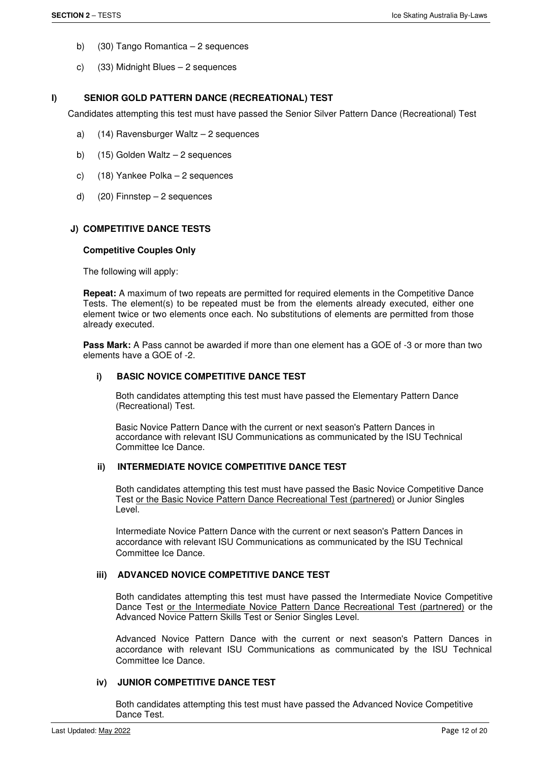b) (30) Tango Romantica – 2 sequences

c) (33) Midnight Blues – 2 sequences

## I) SENIOR GOLD PATTERN DANCE (RECREATIONAL) TEST

Candidates attempting this test must have passed the Senior Silver Pattern Dance (Recreational) Test

a) (14) Ravensburger Waltz – 2 sequences

b) (15) Golden Waltz – 2 sequences

c) (18) Yankee Polka – 2 sequences

d) (20) Finnstep – 2 sequences

## J) COMPETITIVE DANCE TESTS

**Competitive Couples Only**

The following will apply:

**Repeat:** A maximum of two repeats are permitted for required elements in the Competitive Dance Tests. The element(s) to be repeated must be from the elements already executed, either one element twice or two elements once each. No substitutions of elements are permitted from those already executed.

**Pass Mark:** A Pass cannot be awarded if more than one element has a GOE of -3 or more than two elements have a GOE of -2.

### i) BASIC NOVICE COMPETITIVE DANCE TEST

Both candidates attempting this test must have passed the Elementary Pattern Dance (Recreational) Test.

Basic Novice Pattern Dance with the current or next season's Pattern Dances in accordance with relevant ISU Communications as communicated by the ISU Technical Committee Ice Dance.

### ii) INTERMEDIATE NOVICE COMPETITIVE DANCE TEST

Both candidates attempting this test must have passed the Basic Novice Competitive Dance Test or the Basic Novice Pattern Dance Recreational Test (partnered) or Junior Singles Level.

Intermediate Novice Pattern Dance with the current or next season's Pattern Dances in accordance with relevant ISU Communications as communicated by the ISU Technical Committee Ice Dance.

### iii) ADVANCED NOVICE COMPETITIVE DANCE TEST

Both candidates attempting this test must have passed the Intermediate Novice Competitive Dance Test or the Intermediate Novice Pattern Dance Recreational Test (partnered) or the Advanced Novice Pattern Skills Test or Senior Singles Level.

Advanced Novice Pattern Dance with the current or next season's Pattern Dances in accordance with relevant ISU Communications as communicated by the ISU Technical Committee Ice Dance.

### iv) JUNIOR COMPETITIVE DANCE TEST

Both candidates attempting this test must have passed the Advanced Novice Competitive Dance Test.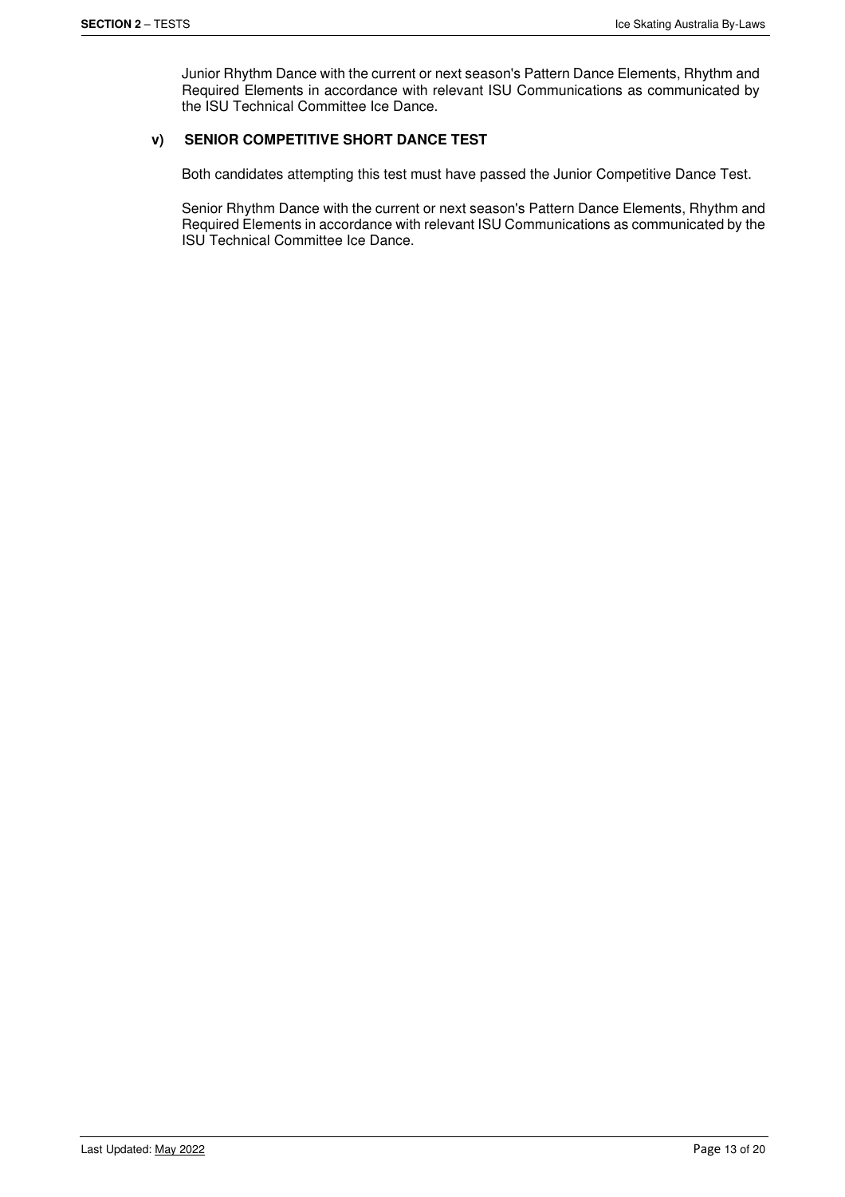Junior Rhythm Dance with the current or next season's Pattern Dance Elements, Rhythm and Required Elements in accordance with relevant ISU Communications as communicated by the ISU Technical Committee Ice Dance.

### v) SENIOR COMPETITIVE SHORT DANCE TEST

Both candidates attempting this test must have passed the Junior Competitive Dance Test.

Senior Rhythm Dance with the current or next season's Pattern Dance Elements, Rhythm and Required Elements in accordance with relevant ISU Communications as communicated by the ISU Technical Committee Ice Dance.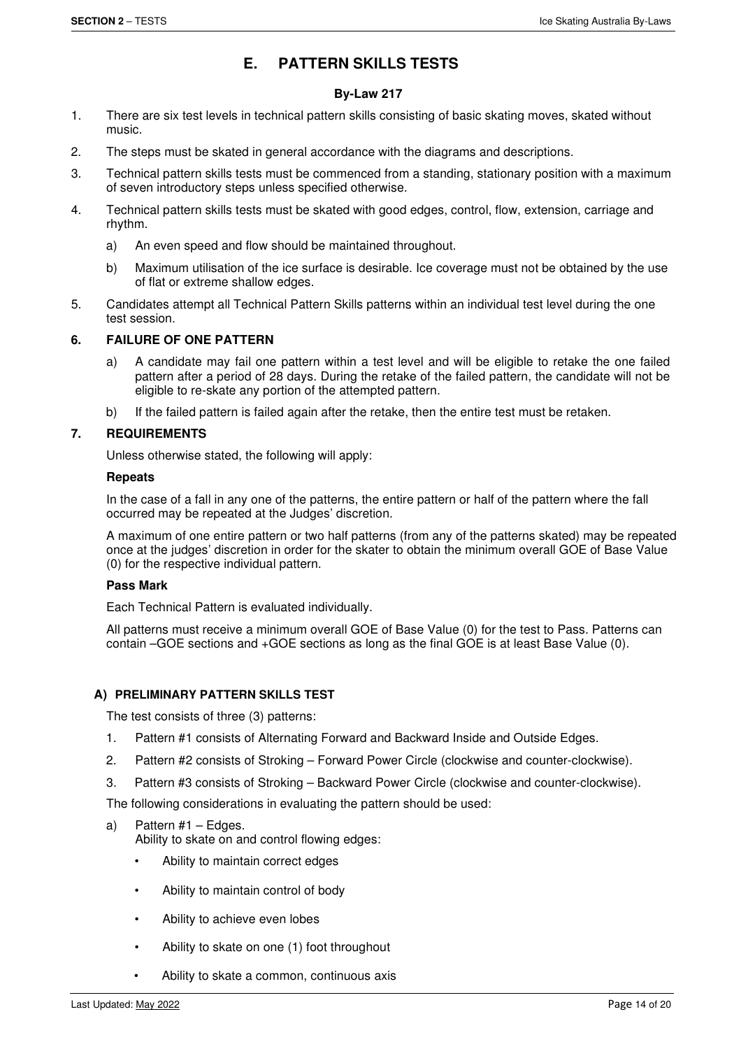# E. PATTERN SKILLS TESTS

### By-Law 217

1. There are six test levels in technical pattern skills consisting of basic skating moves, skated without music.
2. The steps must be skated in general accordance with the diagrams and descriptions.
3. Technical pattern skills tests must be commenced from a standing, stationary position with a maximum of seven introductory steps unless specified otherwise.
4. Technical pattern skills tests must be skated with good edges, control, flow, extension, carriage and rhythm.
   a) An even speed and flow should be maintained throughout.
   b) Maximum utilisation of the ice surface is desirable. Ice coverage must not be obtained by the use of flat or extreme shallow edges.
5. Candidates attempt all Technical Pattern Skills patterns within an individual test level during the one test session.

### 6. FAILURE OF ONE PATTERN

a) A candidate may fail one pattern within a test level and will be eligible to retake the one failed pattern after a period of 28 days. During the retake of the failed pattern, the candidate will not be eligible to re-skate any portion of the attempted pattern.

b) If the failed pattern is failed again after the retake, then the entire test must be retaken.

### 7. REQUIREMENTS

Unless otherwise stated, the following will apply:

**Repeats**

In the case of a fall in any one of the patterns, the entire pattern or half of the pattern where the fall occurred may be repeated at the Judges' discretion.

A maximum of one entire pattern or two half patterns (from any of the patterns skated) may be repeated once at the judges' discretion in order for the skater to obtain the minimum overall GOE of Base Value (0) for the respective individual pattern.

**Pass Mark**

Each Technical Pattern is evaluated individually.

All patterns must receive a minimum overall GOE of Base Value (0) for the test to Pass. Patterns can contain –GOE sections and +GOE sections as long as the final GOE is at least Base Value (0).

#### A) PRELIMINARY PATTERN SKILLS TEST

The test consists of three (3) patterns:

1. Pattern #1 consists of Alternating Forward and Backward Inside and Outside Edges.
2. Pattern #2 consists of Stroking – Forward Power Circle (clockwise and counter-clockwise).
3. Pattern #3 consists of Stroking – Backward Power Circle (clockwise and counter-clockwise).

The following considerations in evaluating the pattern should be used:

a) Pattern #1 – Edges.
   Ability to skate on and control flowing edges:
   - Ability to maintain correct edges
   - Ability to maintain control of body
   - Ability to achieve even lobes
   - Ability to skate on one (1) foot throughout
   - Ability to skate a common, continuous axis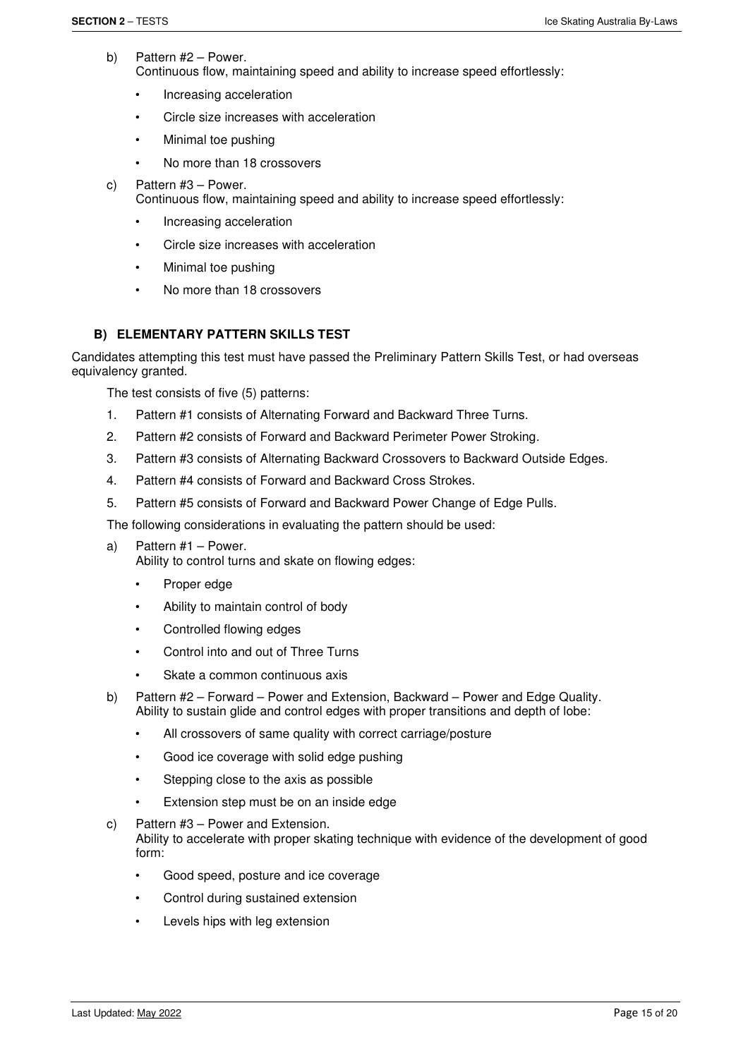b) Pattern #2 – Power.
   Continuous flow, maintaining speed and ability to increase speed effortlessly:

   - Increasing acceleration
   - Circle size increases with acceleration
   - Minimal toe pushing
   - No more than 18 crossovers

c) Pattern #3 – Power.
   Continuous flow, maintaining speed and ability to increase speed effortlessly:

   - Increasing acceleration
   - Circle size increases with acceleration
   - Minimal toe pushing
   - No more than 18 crossovers

### B) ELEMENTARY PATTERN SKILLS TEST

Candidates attempting this test must have passed the Preliminary Pattern Skills Test, or had overseas equivalency granted.

The test consists of five (5) patterns:

1. Pattern #1 consists of Alternating Forward and Backward Three Turns.
2. Pattern #2 consists of Forward and Backward Perimeter Power Stroking.
3. Pattern #3 consists of Alternating Backward Crossovers to Backward Outside Edges.
4. Pattern #4 consists of Forward and Backward Cross Strokes.
5. Pattern #5 consists of Forward and Backward Power Change of Edge Pulls.

The following considerations in evaluating the pattern should be used:

a) Pattern #1 – Power.
   Ability to control turns and skate on flowing edges:

   - Proper edge
   - Ability to maintain control of body
   - Controlled flowing edges
   - Control into and out of Three Turns
   - Skate a common continuous axis

b) Pattern #2 – Forward – Power and Extension, Backward – Power and Edge Quality.
   Ability to sustain glide and control edges with proper transitions and depth of lobe:

   - All crossovers of same quality with correct carriage/posture
   - Good ice coverage with solid edge pushing
   - Stepping close to the axis as possible
   - Extension step must be on an inside edge

c) Pattern #3 – Power and Extension.
   Ability to accelerate with proper skating technique with evidence of the development of good form:

   - Good speed, posture and ice coverage
   - Control during sustained extension
   - Levels hips with leg extension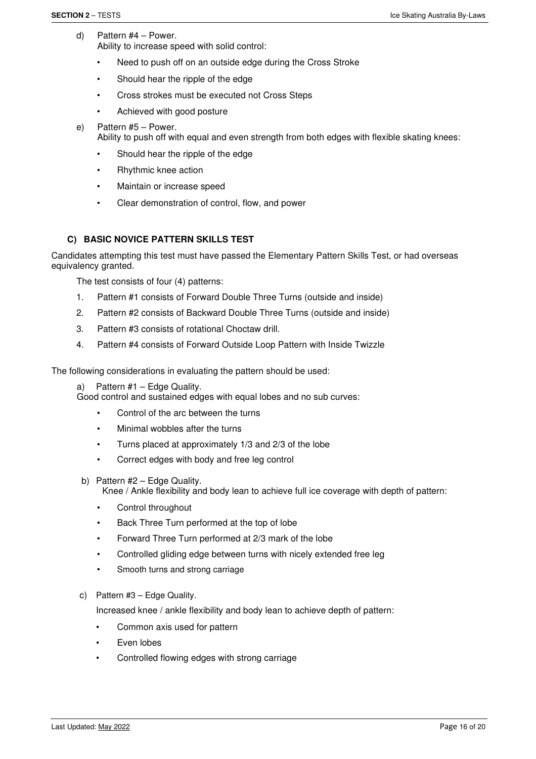d) Pattern #4 – Power.
Ability to increase speed with solid control:

- Need to push off on an outside edge during the Cross Stroke
- Should hear the ripple of the edge
- Cross strokes must be executed not Cross Steps
- Achieved with good posture

e) Pattern #5 – Power.
Ability to push off with equal and even strength from both edges with flexible skating knees:

- Should hear the ripple of the edge
- Rhythmic knee action
- Maintain or increase speed
- Clear demonstration of control, flow, and power

### C) BASIC NOVICE PATTERN SKILLS TEST

Candidates attempting this test must have passed the Elementary Pattern Skills Test, or had overseas equivalency granted.

The test consists of four (4) patterns:

1. Pattern #1 consists of Forward Double Three Turns (outside and inside)
2. Pattern #2 consists of Backward Double Three Turns (outside and inside)
3. Pattern #3 consists of rotational Choctaw drill.
4. Pattern #4 consists of Forward Outside Loop Pattern with Inside Twizzle

The following considerations in evaluating the pattern should be used:

a) Pattern #1 – Edge Quality.
Good control and sustained edges with equal lobes and no sub curves:

- Control of the arc between the turns
- Minimal wobbles after the turns
- Turns placed at approximately 1/3 and 2/3 of the lobe
- Correct edges with body and free leg control

b) Pattern #2 – Edge Quality.
Knee / Ankle flexibility and body lean to achieve full ice coverage with depth of pattern:

- Control throughout
- Back Three Turn performed at the top of lobe
- Forward Three Turn performed at 2/3 mark of the lobe
- Controlled gliding edge between turns with nicely extended free leg
- Smooth turns and strong carriage

c) Pattern #3 – Edge Quality.
Increased knee / ankle flexibility and body lean to achieve depth of pattern:

- Common axis used for pattern
- Even lobes
- Controlled flowing edges with strong carriage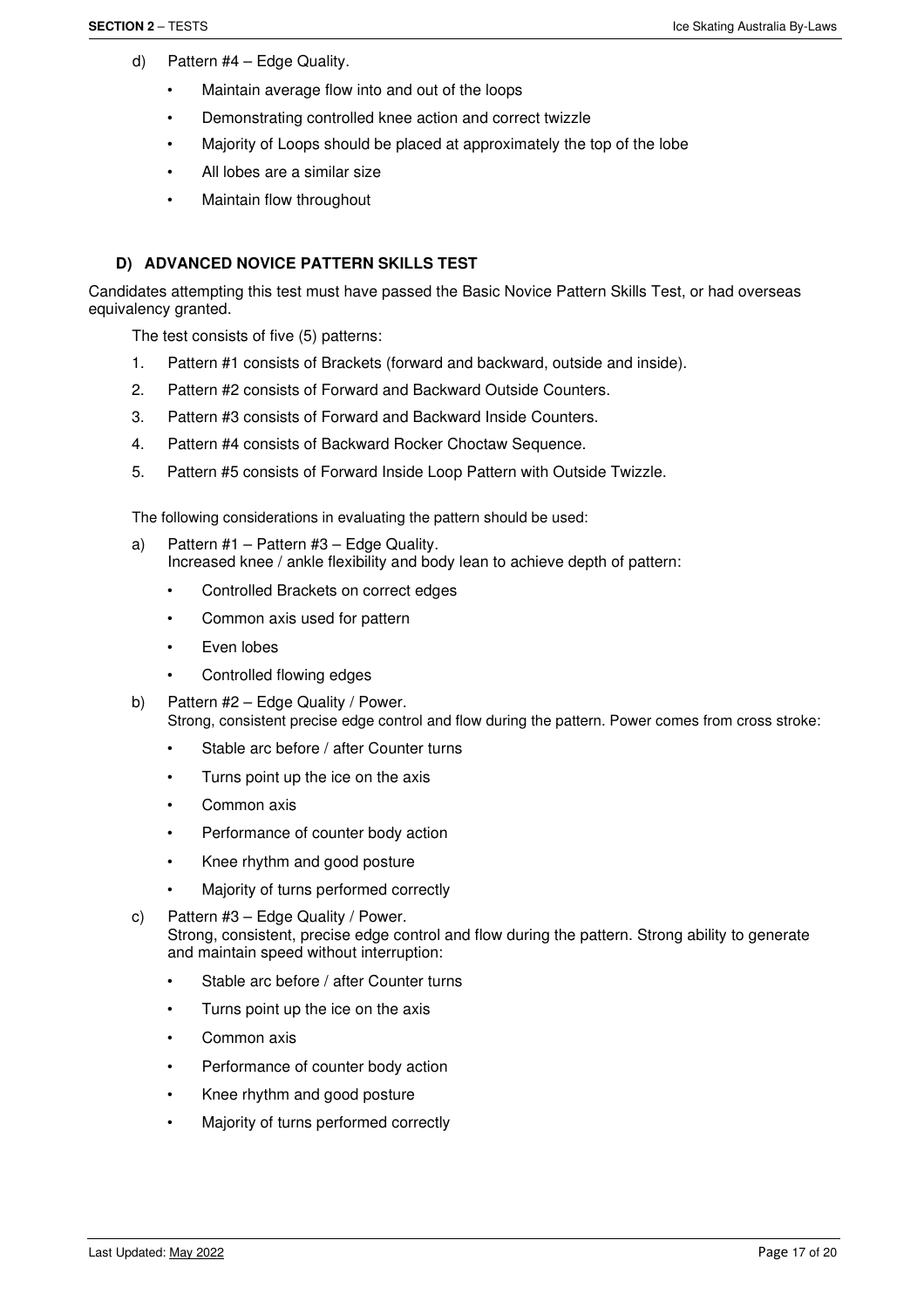d) Pattern #4 – Edge Quality.

- Maintain average flow into and out of the loops
- Demonstrating controlled knee action and correct twizzle
- Majority of Loops should be placed at approximately the top of the lobe
- All lobes are a similar size
- Maintain flow throughout

### D) ADVANCED NOVICE PATTERN SKILLS TEST

Candidates attempting this test must have passed the Basic Novice Pattern Skills Test, or had overseas equivalency granted.

The test consists of five (5) patterns:

1. Pattern #1 consists of Brackets (forward and backward, outside and inside).
2. Pattern #2 consists of Forward and Backward Outside Counters.
3. Pattern #3 consists of Forward and Backward Inside Counters.
4. Pattern #4 consists of Backward Rocker Choctaw Sequence.
5. Pattern #5 consists of Forward Inside Loop Pattern with Outside Twizzle.

The following considerations in evaluating the pattern should be used:

a) Pattern #1 – Pattern #3 – Edge Quality.
Increased knee / ankle flexibility and body lean to achieve depth of pattern:

- Controlled Brackets on correct edges
- Common axis used for pattern
- Even lobes
- Controlled flowing edges

b) Pattern #2 – Edge Quality / Power.
Strong, consistent precise edge control and flow during the pattern. Power comes from cross stroke:

- Stable arc before / after Counter turns
- Turns point up the ice on the axis
- Common axis
- Performance of counter body action
- Knee rhythm and good posture
- Majority of turns performed correctly

c) Pattern #3 – Edge Quality / Power.
Strong, consistent, precise edge control and flow during the pattern. Strong ability to generate and maintain speed without interruption:

- Stable arc before / after Counter turns
- Turns point up the ice on the axis
- Common axis
- Performance of counter body action
- Knee rhythm and good posture
- Majority of turns performed correctly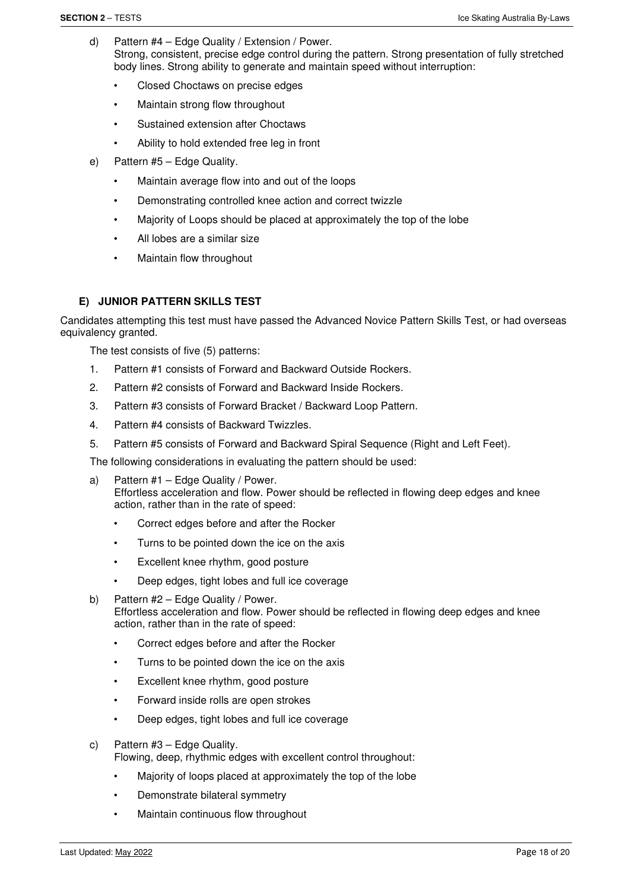d) Pattern #4 – Edge Quality / Extension / Power.
Strong, consistent, precise edge control during the pattern. Strong presentation of fully stretched body lines. Strong ability to generate and maintain speed without interruption:

- Closed Choctaws on precise edges
- Maintain strong flow throughout
- Sustained extension after Choctaws
- Ability to hold extended free leg in front

e) Pattern #5 – Edge Quality.

- Maintain average flow into and out of the loops
- Demonstrating controlled knee action and correct twizzle
- Majority of Loops should be placed at approximately the top of the lobe
- All lobes are a similar size
- Maintain flow throughout

### E) JUNIOR PATTERN SKILLS TEST

Candidates attempting this test must have passed the Advanced Novice Pattern Skills Test, or had overseas equivalency granted.

The test consists of five (5) patterns:

1. Pattern #1 consists of Forward and Backward Outside Rockers.
2. Pattern #2 consists of Forward and Backward Inside Rockers.
3. Pattern #3 consists of Forward Bracket / Backward Loop Pattern.
4. Pattern #4 consists of Backward Twizzles.
5. Pattern #5 consists of Forward and Backward Spiral Sequence (Right and Left Feet).

The following considerations in evaluating the pattern should be used:

a) Pattern #1 – Edge Quality / Power.
Effortless acceleration and flow. Power should be reflected in flowing deep edges and knee action, rather than in the rate of speed:

- Correct edges before and after the Rocker
- Turns to be pointed down the ice on the axis
- Excellent knee rhythm, good posture
- Deep edges, tight lobes and full ice coverage

b) Pattern #2 – Edge Quality / Power.
Effortless acceleration and flow. Power should be reflected in flowing deep edges and knee action, rather than in the rate of speed:

- Correct edges before and after the Rocker
- Turns to be pointed down the ice on the axis
- Excellent knee rhythm, good posture
- Forward inside rolls are open strokes
- Deep edges, tight lobes and full ice coverage

c) Pattern #3 – Edge Quality.
Flowing, deep, rhythmic edges with excellent control throughout:

- Majority of loops placed at approximately the top of the lobe
- Demonstrate bilateral symmetry
- Maintain continuous flow throughout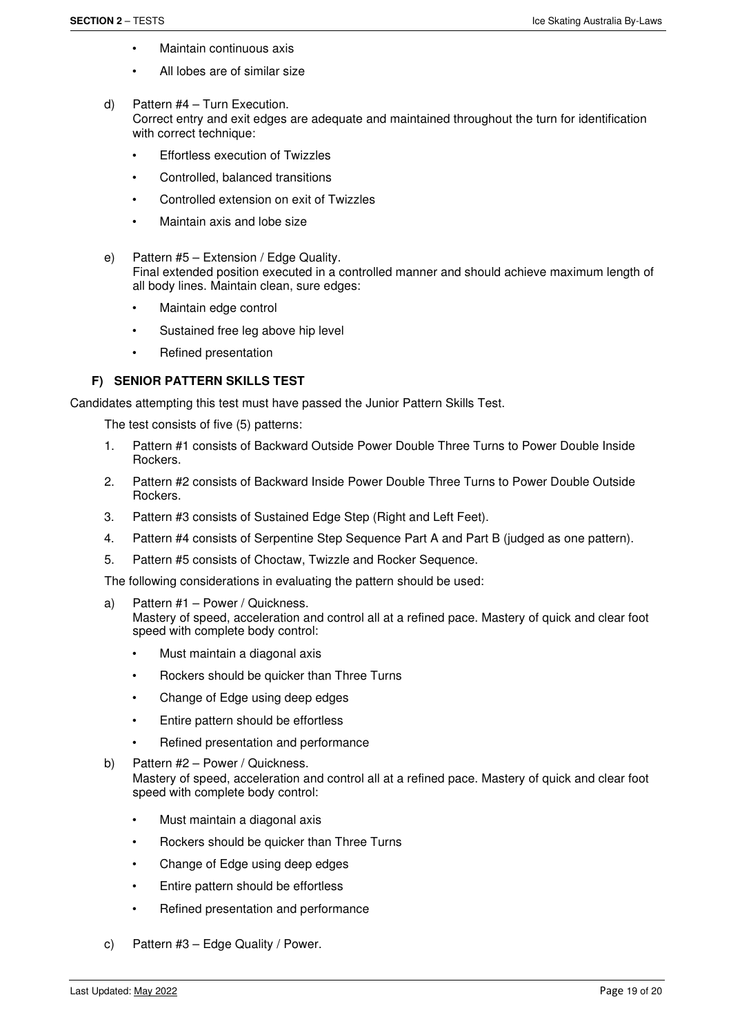- Maintain continuous axis
- All lobes are of similar size

d) Pattern #4 – Turn Execution.
Correct entry and exit edges are adequate and maintained throughout the turn for identification with correct technique:

- Effortless execution of Twizzles
- Controlled, balanced transitions
- Controlled extension on exit of Twizzles
- Maintain axis and lobe size

e) Pattern #5 – Extension / Edge Quality.
Final extended position executed in a controlled manner and should achieve maximum length of all body lines. Maintain clean, sure edges:

- Maintain edge control
- Sustained free leg above hip level
- Refined presentation

### F) SENIOR PATTERN SKILLS TEST

Candidates attempting this test must have passed the Junior Pattern Skills Test.

The test consists of five (5) patterns:

1. Pattern #1 consists of Backward Outside Power Double Three Turns to Power Double Inside Rockers.
2. Pattern #2 consists of Backward Inside Power Double Three Turns to Power Double Outside Rockers.
3. Pattern #3 consists of Sustained Edge Step (Right and Left Feet).
4. Pattern #4 consists of Serpentine Step Sequence Part A and Part B (judged as one pattern).
5. Pattern #5 consists of Choctaw, Twizzle and Rocker Sequence.

The following considerations in evaluating the pattern should be used:

a) Pattern #1 – Power / Quickness.
Mastery of speed, acceleration and control all at a refined pace. Mastery of quick and clear foot speed with complete body control:

- Must maintain a diagonal axis
- Rockers should be quicker than Three Turns
- Change of Edge using deep edges
- Entire pattern should be effortless
- Refined presentation and performance

b) Pattern #2 – Power / Quickness.
Mastery of speed, acceleration and control all at a refined pace. Mastery of quick and clear foot speed with complete body control:

- Must maintain a diagonal axis
- Rockers should be quicker than Three Turns
- Change of Edge using deep edges
- Entire pattern should be effortless
- Refined presentation and performance

c) Pattern #3 – Edge Quality / Power.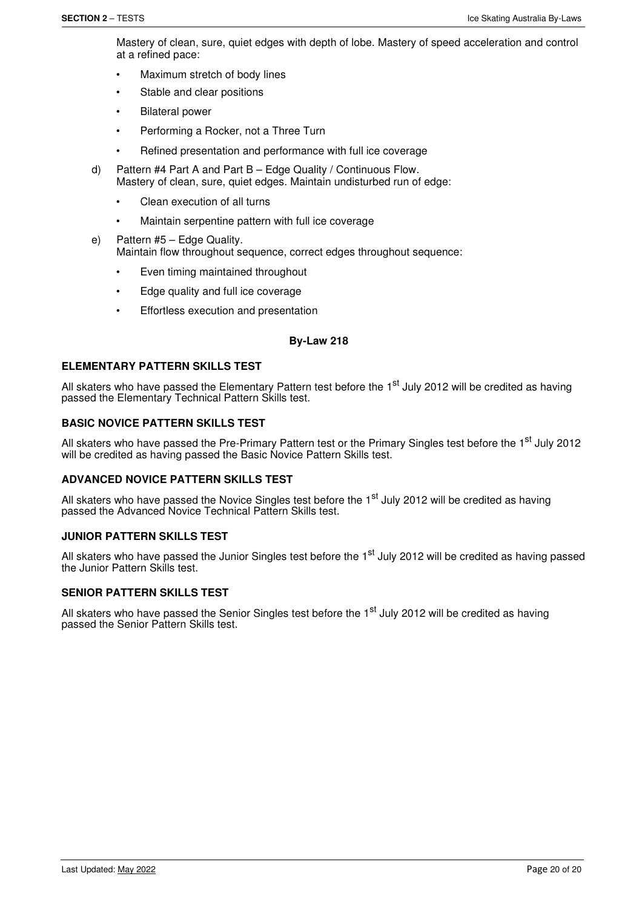Mastery of clean, sure, quiet edges with depth of lobe. Mastery of speed acceleration and control at a refined pace:

- Maximum stretch of body lines
- Stable and clear positions
- Bilateral power
- Performing a Rocker, not a Three Turn
- Refined presentation and performance with full ice coverage

d) Pattern #4 Part A and Part B – Edge Quality / Continuous Flow.
Mastery of clean, sure, quiet edges. Maintain undisturbed run of edge:

- Clean execution of all turns
- Maintain serpentine pattern with full ice coverage

e) Pattern #5 – Edge Quality.
Maintain flow throughout sequence, correct edges throughout sequence:

- Even timing maintained throughout
- Edge quality and full ice coverage
- Effortless execution and presentation

## By-Law 218

### ELEMENTARY PATTERN SKILLS TEST

All skaters who have passed the Elementary Pattern test before the 1st July 2012 will be credited as having passed the Elementary Technical Pattern Skills test.

### BASIC NOVICE PATTERN SKILLS TEST

All skaters who have passed the Pre-Primary Pattern test or the Primary Singles test before the 1st July 2012 will be credited as having passed the Basic Novice Pattern Skills test.

### ADVANCED NOVICE PATTERN SKILLS TEST

All skaters who have passed the Novice Singles test before the 1st July 2012 will be credited as having passed the Advanced Novice Technical Pattern Skills test.

### JUNIOR PATTERN SKILLS TEST

All skaters who have passed the Junior Singles test before the 1st July 2012 will be credited as having passed the Junior Pattern Skills test.

### SENIOR PATTERN SKILLS TEST

All skaters who have passed the Senior Singles test before the 1st July 2012 will be credited as having passed the Senior Pattern Skills test.